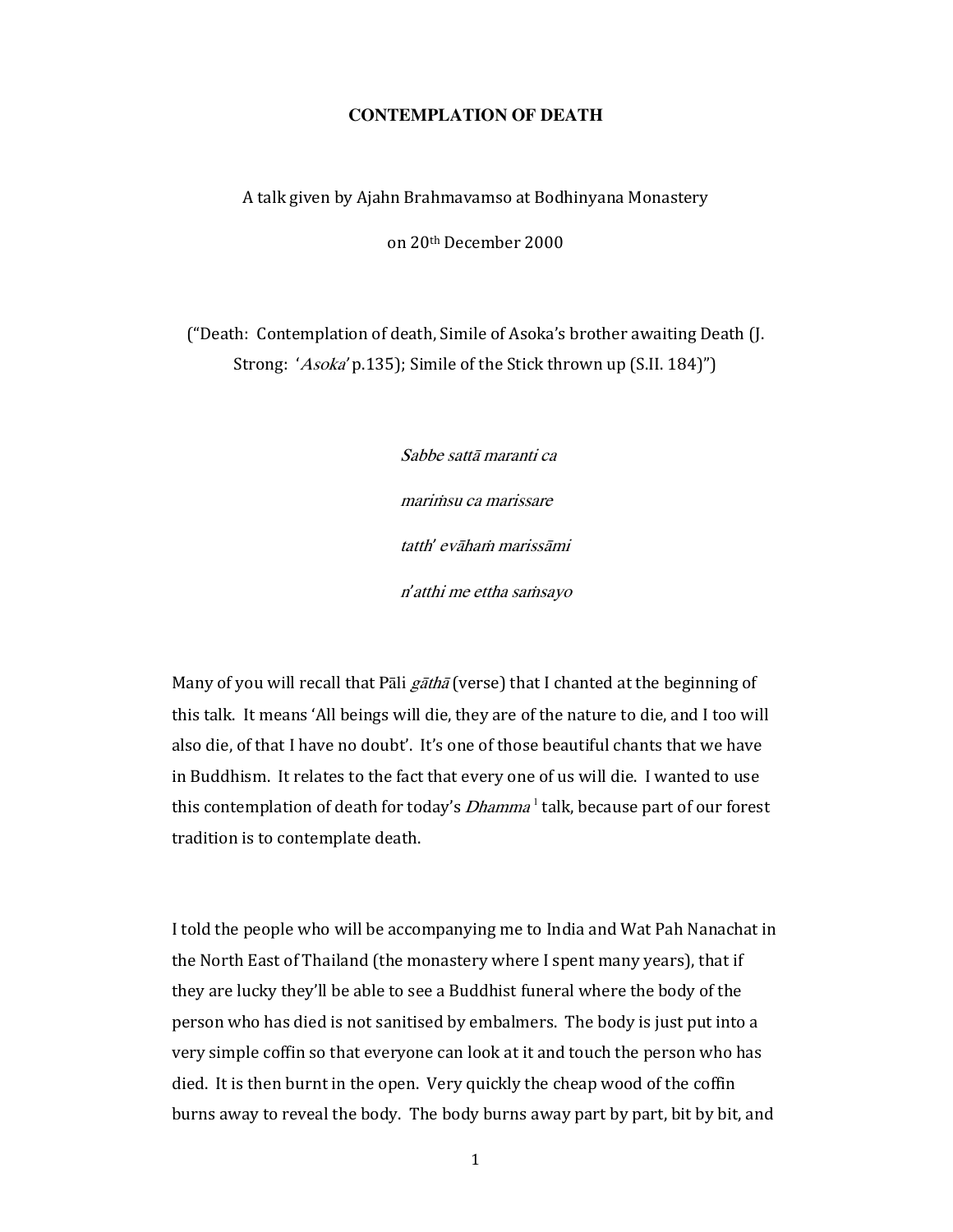# CONTEMPLATION OF DEATH

A talk given by Ajahn Brahmavamso at Bodhinyana Monastery

on 20th December 2000

("Death: Contemplation of death, Simile of Asoka's brother awaiting Death (J. Strong: '*Asoka*' p.135); Simile of the Stick thrown up (S.II. 184)")

*Sabbe sattā maranti ca*

*mariṁsu ca marissare*

*tatth' evāhaṁ marissāmi*

*n'atthi me ettha saṁsayo*

Many of you will recall that Pāli *gāthā* (verse) that I chanted at the beginning of this talk. It means 'All beings will die, they are of the nature to die, and I too will also die, of that I have no doubt'. It's one of those beautiful chants that we have in Buddhism. It relates to the fact that every one of us will die. I wanted to use this contemplation of death for today's *Dhamma* [1] talk, because part of our forest tradition is to contemplate death.

I told the people who will be accompanying me to India and Wat Pah Nanachat in the North East of Thailand (the monastery where I spent many years), that if they are lucky they'll be able to see a Buddhist funeral where the body of the person who has died is not sanitised by embalmers. The body is just put into a very simple coffin so that everyone can look at it and touch the person who has died. It is then burnt in the open. Very quickly the cheap wood of the coffin burns away to reveal the body. The body burns away part by part, bit by bit, and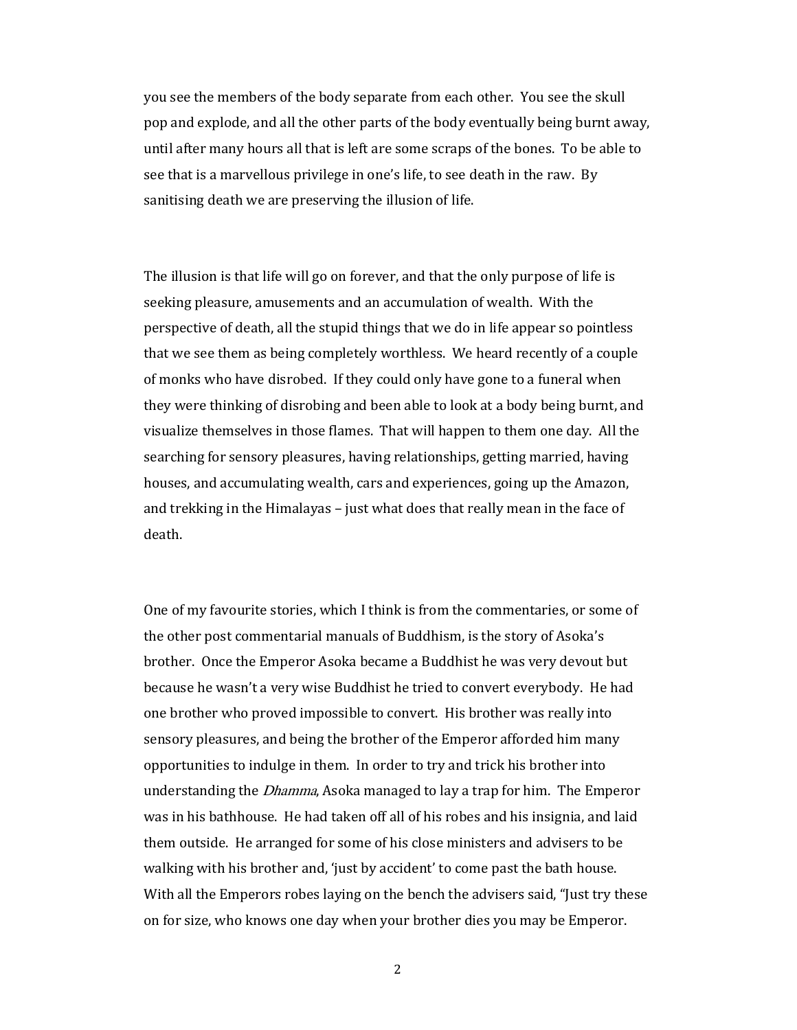you see the members of the body separate from each other. You see the skull pop and explode, and all the other parts of the body eventually being burnt away, until after many hours all that is left are some scraps of the bones. To be able to see that is a marvellous privilege in one's life, to see death in the raw. By sanitising death we are preserving the illusion of life.

The illusion is that life will go on forever, and that the only purpose of life is seeking pleasure, amusements and an accumulation of wealth. With the perspective of death, all the stupid things that we do in life appear so pointless that we see them as being completely worthless. We heard recently of a couple of monks who have disrobed. If they could only have gone to a funeral when they were thinking of disrobing and been able to look at a body being burnt, and visualize themselves in those flames. That will happen to them one day. All the searching for sensory pleasures, having relationships, getting married, having houses, and accumulating wealth, cars and experiences, going up the Amazon, and trekking in the Himalayas – just what does that really mean in the face of death.

One of my favourite stories, which I think is from the commentaries, or some of the other post commentarial manuals of Buddhism, is the story of Asoka's brother. Once the Emperor Asoka became a Buddhist he was very devout but because he wasn't a very wise Buddhist he tried to convert everybody. He had one brother who proved impossible to convert. His brother was really into sensory pleasures, and being the brother of the Emperor afforded him many opportunities to indulge in them. In order to try and trick his brother into understanding the *Dhamma*, Asoka managed to lay a trap for him. The Emperor was in his bathhouse. He had taken off all of his robes and his insignia, and laid them outside. He arranged for some of his close ministers and advisers to be walking with his brother and, 'just by accident' to come past the bath house. With all the Emperors robes laying on the bench the advisers said, "Just try these on for size, who knows one day when your brother dies you may be Emperor.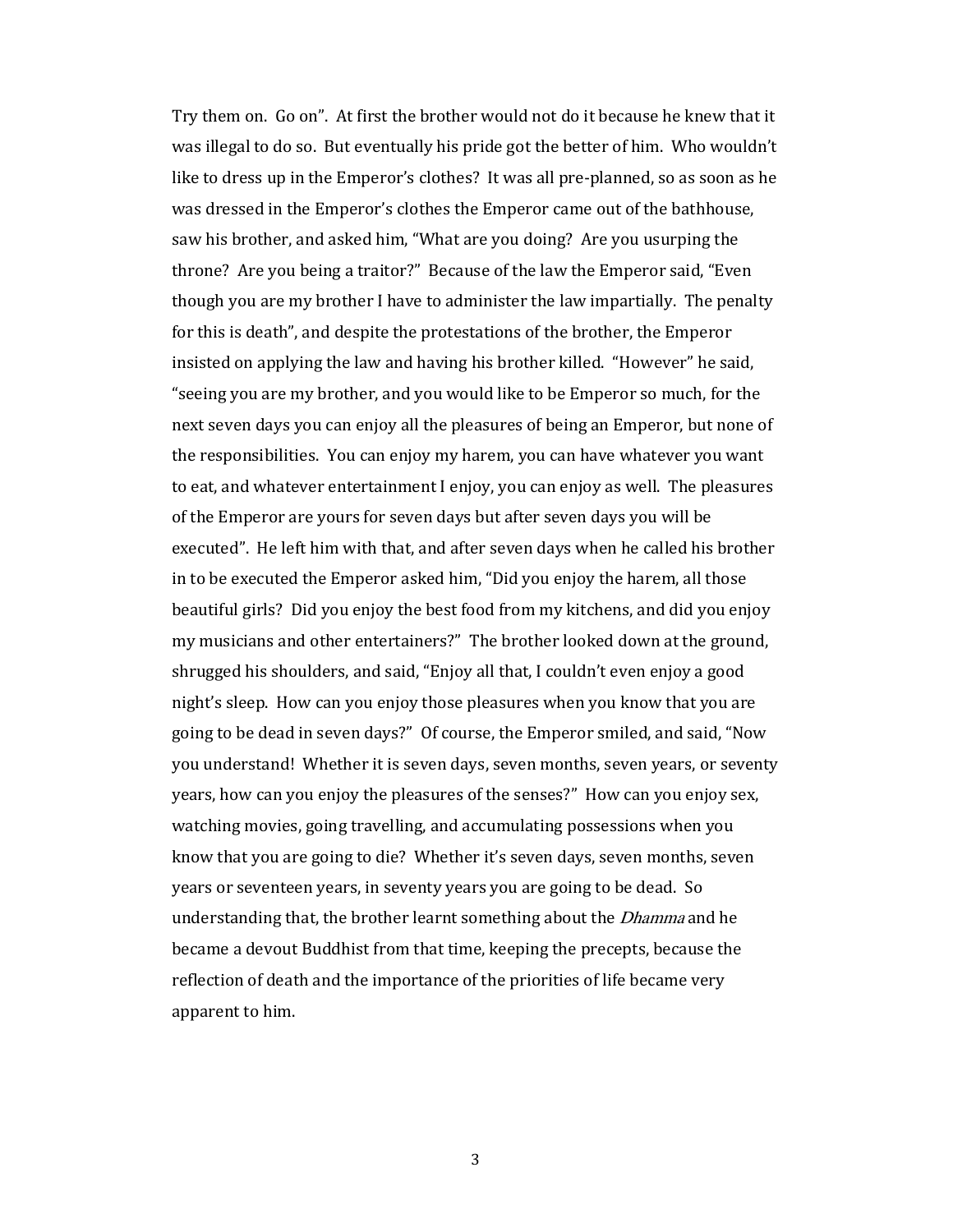Try them on. Go on". At first the brother would not do it because he knew that it was illegal to do so. But eventually his pride got the better of him. Who wouldn't like to dress up in the Emperor's clothes? It was all pre-planned, so as soon as he was dressed in the Emperor's clothes the Emperor came out of the bathhouse, saw his brother, and asked him, "What are you doing? Are you usurping the throne? Are you being a traitor?" Because of the law the Emperor said, "Even though you are my brother I have to administer the law impartially. The penalty for this is death", and despite the protestations of the brother, the Emperor insisted on applying the law and having his brother killed. "However" he said, "seeing you are my brother, and you would like to be Emperor so much, for the next seven days you can enjoy all the pleasures of being an Emperor, but none of the responsibilities. You can enjoy my harem, you can have whatever you want to eat, and whatever entertainment I enjoy, you can enjoy as well. The pleasures of the Emperor are yours for seven days but after seven days you will be executed". He left him with that, and after seven days when he called his brother in to be executed the Emperor asked him, "Did you enjoy the harem, all those beautiful girls? Did you enjoy the best food from my kitchens, and did you enjoy my musicians and other entertainers?" The brother looked down at the ground, shrugged his shoulders, and said, "Enjoy all that, I couldn't even enjoy a good night's sleep. How can you enjoy those pleasures when you know that you are going to be dead in seven days?" Of course, the Emperor smiled, and said, "Now you understand! Whether it is seven days, seven months, seven years, or seventy years, how can you enjoy the pleasures of the senses?" How can you enjoy sex, watching movies, going travelling, and accumulating possessions when you know that you are going to die? Whether it's seven days, seven months, seven years or seventeen years, in seventy years you are going to be dead. So understanding that, the brother learnt something about the *Dhamma* and he became a devout Buddhist from that time, keeping the precepts, because the reflection of death and the importance of the priorities of life became very apparent to him.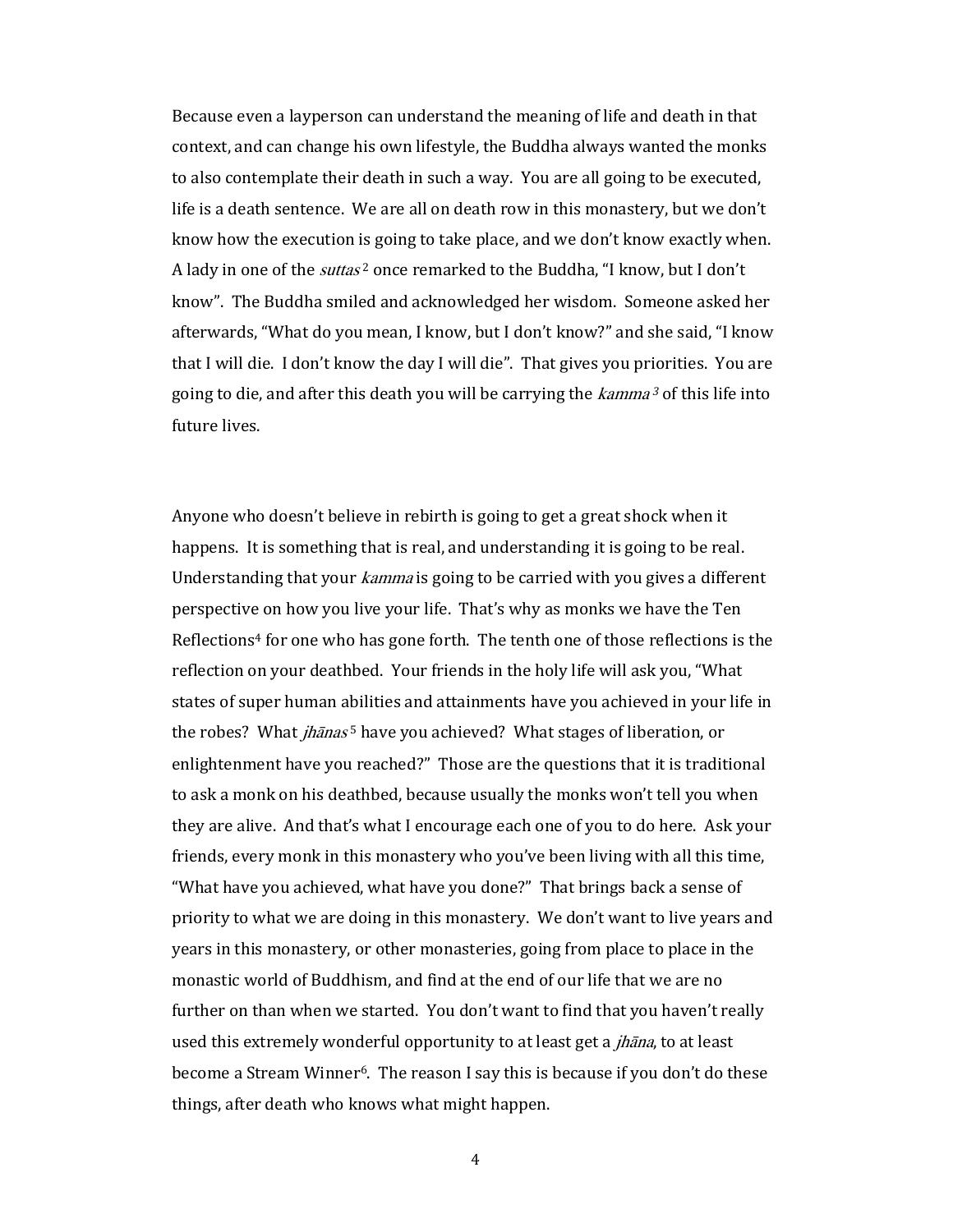Because even a layperson can understand the meaning of life and death in that context, and can change his own lifestyle, the Buddha always wanted the monks to also contemplate their death in such a way. You are all going to be executed, life is a death sentence. We are all on death row in this monastery, but we don't know how the execution is going to take place, and we don't know exactly when. A lady in one of the *suttas*[2] once remarked to the Buddha, "I know, but I don't know". The Buddha smiled and acknowledged her wisdom. Someone asked her afterwards, "What do you mean, I know, but I don't know?" and she said, "I know that I will die. I don't know the day I will die". That gives you priorities. You are going to die, and after this death you will be carrying the *kamma*[3] of this life into future lives.

Anyone who doesn't believe in rebirth is going to get a great shock when it happens. It is something that is real, and understanding it is going to be real. Understanding that your *kamma* is going to be carried with you gives a different perspective on how you live your life. That's why as monks we have the Ten Reflections[4] for one who has gone forth. The tenth one of those reflections is the reflection on your deathbed. Your friends in the holy life will ask you, "What states of super human abilities and attainments have you achieved in your life in the robes? What *jhānas*[5] have you achieved? What stages of liberation, or enlightenment have you reached?" Those are the questions that it is traditional to ask a monk on his deathbed, because usually the monks won't tell you when they are alive. And that's what I encourage each one of you to do here. Ask your friends, every monk in this monastery who you've been living with all this time, "What have you achieved, what have you done?" That brings back a sense of priority to what we are doing in this monastery. We don't want to live years and years in this monastery, or other monasteries, going from place to place in the monastic world of Buddhism, and find at the end of our life that we are no further on than when we started. You don't want to find that you haven't really used this extremely wonderful opportunity to at least get a *jhāna*, to at least become a Stream Winner[6]. The reason I say this is because if you don't do these things, after death who knows what might happen.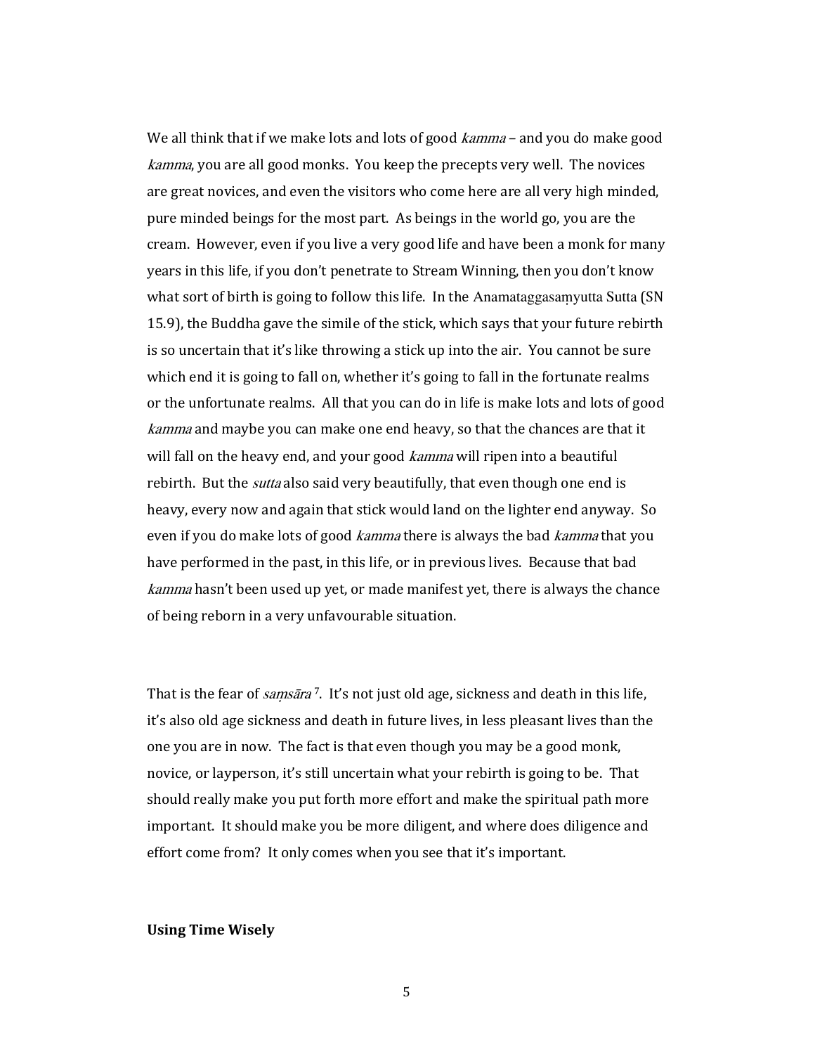We all think that if we make lots and lots of good *kamma* – and you do make good *kamma*, you are all good monks. You keep the precepts very well. The novices are great novices, and even the visitors who come here are all very high minded, pure minded beings for the most part. As beings in the world go, you are the cream. However, even if you live a very good life and have been a monk for many years in this life, if you don't penetrate to Stream Winning, then you don't know what sort of birth is going to follow this life. In the Anamataggasaṃyutta Sutta (SN 15.9), the Buddha gave the simile of the stick, which says that your future rebirth is so uncertain that it's like throwing a stick up into the air. You cannot be sure which end it is going to fall on, whether it's going to fall in the fortunate realms or the unfortunate realms. All that you can do in life is make lots and lots of good *kamma* and maybe you can make one end heavy, so that the chances are that it will fall on the heavy end, and your good *kamma* will ripen into a beautiful rebirth. But the *sutta* also said very beautifully, that even though one end is heavy, every now and again that stick would land on the lighter end anyway. So even if you do make lots of good *kamma* there is always the bad *kamma* that you have performed in the past, in this life, or in previous lives. Because that bad *kamma* hasn't been used up yet, or made manifest yet, there is always the chance of being reborn in a very unfavourable situation.

That is the fear of *saṃsāra*[7]. It's not just old age, sickness and death in this life, it's also old age sickness and death in future lives, in less pleasant lives than the one you are in now. The fact is that even though you may be a good monk, novice, or layperson, it's still uncertain what your rebirth is going to be. That should really make you put forth more effort and make the spiritual path more important. It should make you be more diligent, and where does diligence and effort come from? It only comes when you see that it's important.

**Using Time Wisely**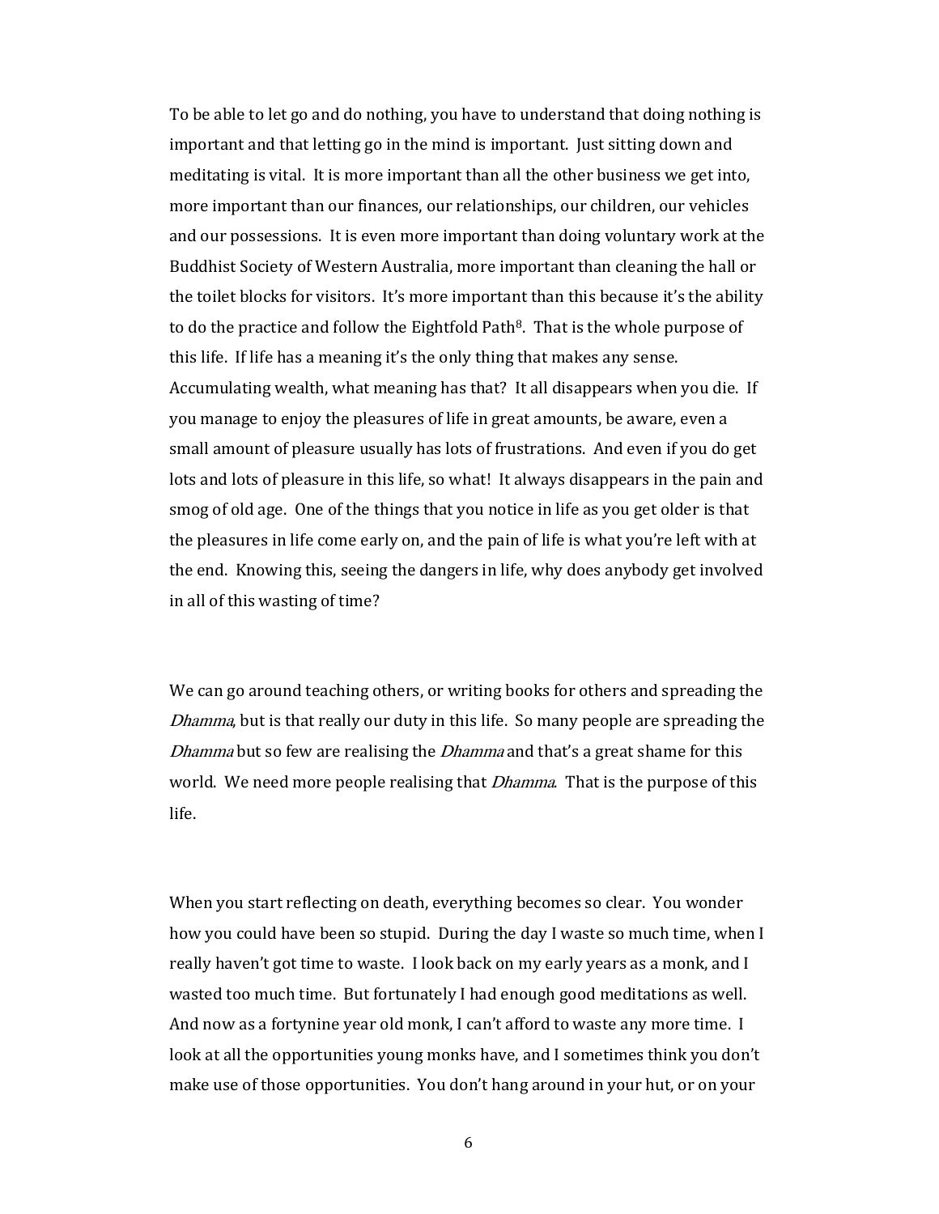To be able to let go and do nothing, you have to understand that doing nothing is important and that letting go in the mind is important. Just sitting down and meditating is vital. It is more important than all the other business we get into, more important than our finances, our relationships, our children, our vehicles and our possessions. It is even more important than doing voluntary work at the Buddhist Society of Western Australia, more important than cleaning the hall or the toilet blocks for visitors. It's more important than this because it's the ability to do the practice and follow the Eightfold Path[8]. That is the whole purpose of this life. If life has a meaning it's the only thing that makes any sense. Accumulating wealth, what meaning has that? It all disappears when you die. If you manage to enjoy the pleasures of life in great amounts, be aware, even a small amount of pleasure usually has lots of frustrations. And even if you do get lots and lots of pleasure in this life, so what! It always disappears in the pain and smog of old age. One of the things that you notice in life as you get older is that the pleasures in life come early on, and the pain of life is what you're left with at the end. Knowing this, seeing the dangers in life, why does anybody get involved in all of this wasting of time?

We can go around teaching others, or writing books for others and spreading the *Dhamma*, but is that really our duty in this life. So many people are spreading the *Dhamma* but so few are realising the *Dhamma* and that's a great shame for this world. We need more people realising that *Dhamma*. That is the purpose of this life.

When you start reflecting on death, everything becomes so clear. You wonder how you could have been so stupid. During the day I waste so much time, when I really haven't got time to waste. I look back on my early years as a monk, and I wasted too much time. But fortunately I had enough good meditations as well. And now as a fortynine year old monk, I can't afford to waste any more time. I look at all the opportunities young monks have, and I sometimes think you don't make use of those opportunities. You don't hang around in your hut, or on your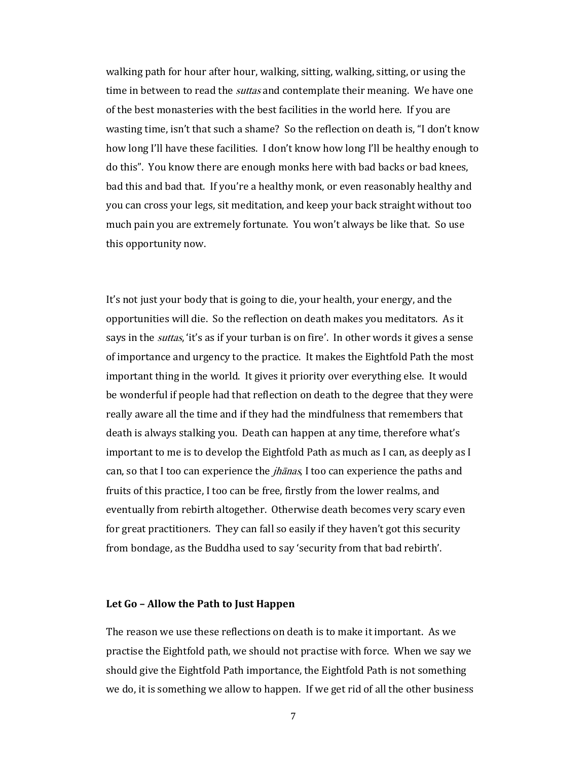walking path for hour after hour, walking, sitting, walking, sitting, or using the time in between to read the *suttas* and contemplate their meaning. We have one of the best monasteries with the best facilities in the world here. If you are wasting time, isn't that such a shame? So the reflection on death is, "I don't know how long I'll have these facilities. I don't know how long I'll be healthy enough to do this". You know there are enough monks here with bad backs or bad knees, bad this and bad that. If you're a healthy monk, or even reasonably healthy and you can cross your legs, sit meditation, and keep your back straight without too much pain you are extremely fortunate. You won't always be like that. So use this opportunity now.

It's not just your body that is going to die, your health, your energy, and the opportunities will die. So the reflection on death makes you meditators. As it says in the *suttas*, 'it's as if your turban is on fire'. In other words it gives a sense of importance and urgency to the practice. It makes the Eightfold Path the most important thing in the world. It gives it priority over everything else. It would be wonderful if people had that reflection on death to the degree that they were really aware all the time and if they had the mindfulness that remembers that death is always stalking you. Death can happen at any time, therefore what's important to me is to develop the Eightfold Path as much as I can, as deeply as I can, so that I too can experience the *jhānas*, I too can experience the paths and fruits of this practice, I too can be free, firstly from the lower realms, and eventually from rebirth altogether. Otherwise death becomes very scary even for great practitioners. They can fall so easily if they haven't got this security from bondage, as the Buddha used to say 'security from that bad rebirth'.

### Let Go – Allow the Path to Just Happen

The reason we use these reflections on death is to make it important. As we practise the Eightfold path, we should not practise with force. When we say we should give the Eightfold Path importance, the Eightfold Path is not something we do, it is something we allow to happen. If we get rid of all the other business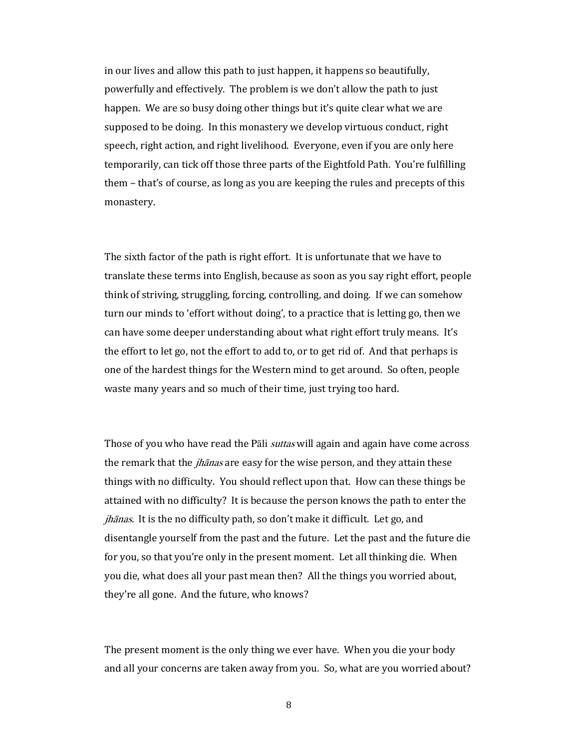in our lives and allow this path to just happen, it happens so beautifully, powerfully and effectively. The problem is we don't allow the path to just happen. We are so busy doing other things but it's quite clear what we are supposed to be doing. In this monastery we develop virtuous conduct, right speech, right action, and right livelihood. Everyone, even if you are only here temporarily, can tick off those three parts of the Eightfold Path. You're fulfilling them – that's of course, as long as you are keeping the rules and precepts of this monastery.

The sixth factor of the path is right effort. It is unfortunate that we have to translate these terms into English, because as soon as you say right effort, people think of striving, struggling, forcing, controlling, and doing. If we can somehow turn our minds to 'effort without doing', to a practice that is letting go, then we can have some deeper understanding about what right effort truly means. It's the effort to let go, not the effort to add to, or to get rid of. And that perhaps is one of the hardest things for the Western mind to get around. So often, people waste many years and so much of their time, just trying too hard.

Those of you who have read the Pāli *suttas* will again and again have come across the remark that the *jhānas* are easy for the wise person, and they attain these things with no difficulty. You should reflect upon that. How can these things be attained with no difficulty? It is because the person knows the path to enter the *jhānas*. It is the no difficulty path, so don't make it difficult. Let go, and disentangle yourself from the past and the future. Let the past and the future die for you, so that you're only in the present moment. Let all thinking die. When you die, what does all your past mean then? All the things you worried about, they're all gone. And the future, who knows?

The present moment is the only thing we ever have. When you die your body and all your concerns are taken away from you. So, what are you worried about?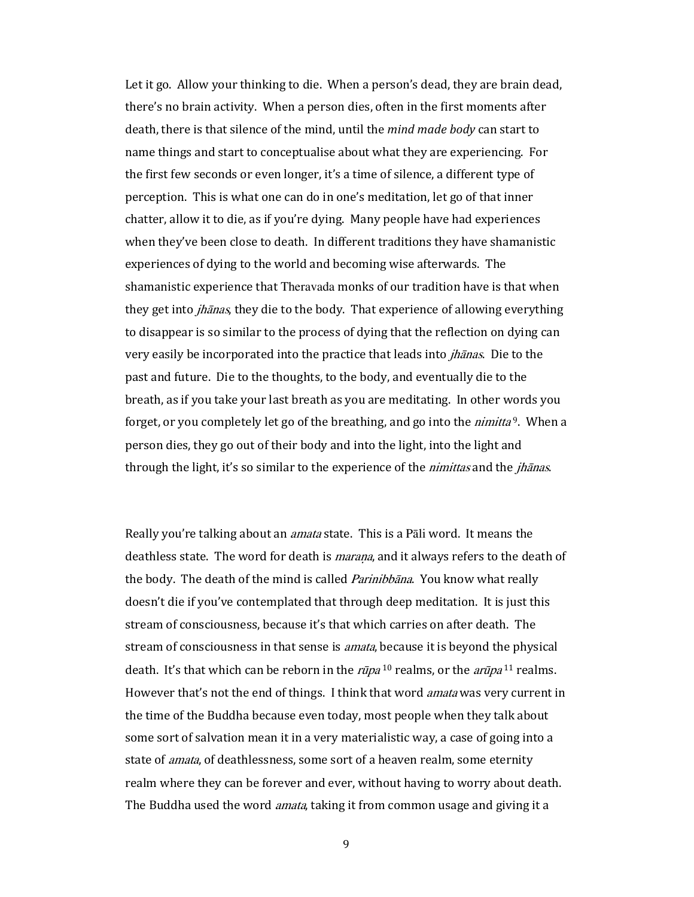Let it go. Allow your thinking to die. When a person's dead, they are brain dead, there's no brain activity. When a person dies, often in the first moments after death, there is that silence of the mind, until the *mind made body* can start to name things and start to conceptualise about what they are experiencing. For the first few seconds or even longer, it's a time of silence, a different type of perception. This is what one can do in one's meditation, let go of that inner chatter, allow it to die, as if you're dying. Many people have had experiences when they've been close to death. In different traditions they have shamanistic experiences of dying to the world and becoming wise afterwards. The shamanistic experience that Theravada monks of our tradition have is that when they get into *jhānas*, they die to the body. That experience of allowing everything to disappear is so similar to the process of dying that the reflection on dying can very easily be incorporated into the practice that leads into *jhānas*. Die to the past and future. Die to the thoughts, to the body, and eventually die to the breath, as if you take your last breath as you are meditating. In other words you forget, or you completely let go of the breathing, and go into the *nimitta*[9]. When a person dies, they go out of their body and into the light, into the light and through the light, it's so similar to the experience of the *nimittas* and the *jhānas*.

Really you're talking about an *amata* state. This is a Pāli word. It means the deathless state. The word for death is *maraṇa*, and it always refers to the death of the body. The death of the mind is called *Parinibbāna*. You know what really doesn't die if you've contemplated that through deep meditation. It is just this stream of consciousness, because it's that which carries on after death. The stream of consciousness in that sense is *amata*, because it is beyond the physical death. It's that which can be reborn in the *rūpa*[10] realms, or the *arūpa*[11] realms. However that's not the end of things. I think that word *amata* was very current in the time of the Buddha because even today, most people when they talk about some sort of salvation mean it in a very materialistic way, a case of going into a state of *amata*, of deathlessness, some sort of a heaven realm, some eternity realm where they can be forever and ever, without having to worry about death. The Buddha used the word *amata*, taking it from common usage and giving it a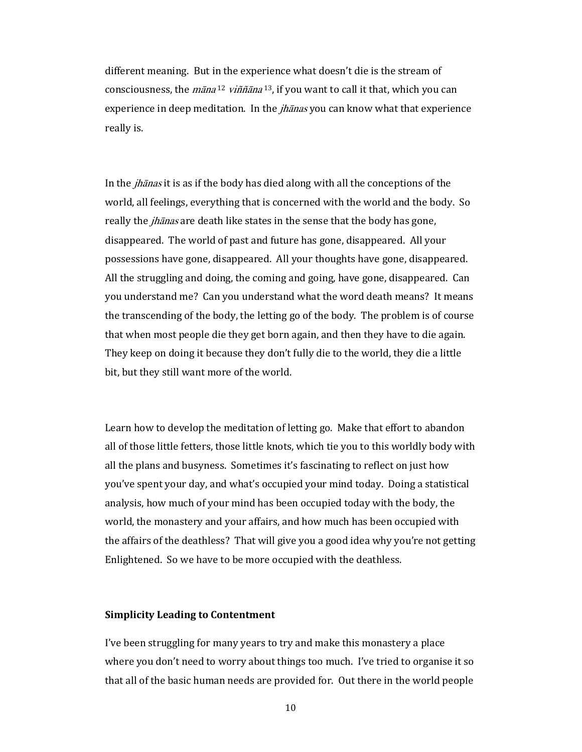different meaning. But in the experience what doesn't die is the stream of consciousness, the *māna*[12] *viññāna*[13], if you want to call it that, which you can experience in deep meditation. In the *jhānas* you can know what that experience really is.

In the *jhānas* it is as if the body has died along with all the conceptions of the world, all feelings, everything that is concerned with the world and the body. So really the *jhānas* are death like states in the sense that the body has gone, disappeared. The world of past and future has gone, disappeared. All your possessions have gone, disappeared. All your thoughts have gone, disappeared. All the struggling and doing, the coming and going, have gone, disappeared. Can you understand me? Can you understand what the word death means? It means the transcending of the body, the letting go of the body. The problem is of course that when most people die they get born again, and then they have to die again. They keep on doing it because they don't fully die to the world, they die a little bit, but they still want more of the world.

Learn how to develop the meditation of letting go. Make that effort to abandon all of those little fetters, those little knots, which tie you to this worldly body with all the plans and busyness. Sometimes it's fascinating to reflect on just how you've spent your day, and what's occupied your mind today. Doing a statistical analysis, how much of your mind has been occupied today with the body, the world, the monastery and your affairs, and how much has been occupied with the affairs of the deathless? That will give you a good idea why you're not getting Enlightened. So we have to be more occupied with the deathless.

**Simplicity Leading to Contentment**

I've been struggling for many years to try and make this monastery a place where you don't need to worry about things too much. I've tried to organise it so that all of the basic human needs are provided for. Out there in the world people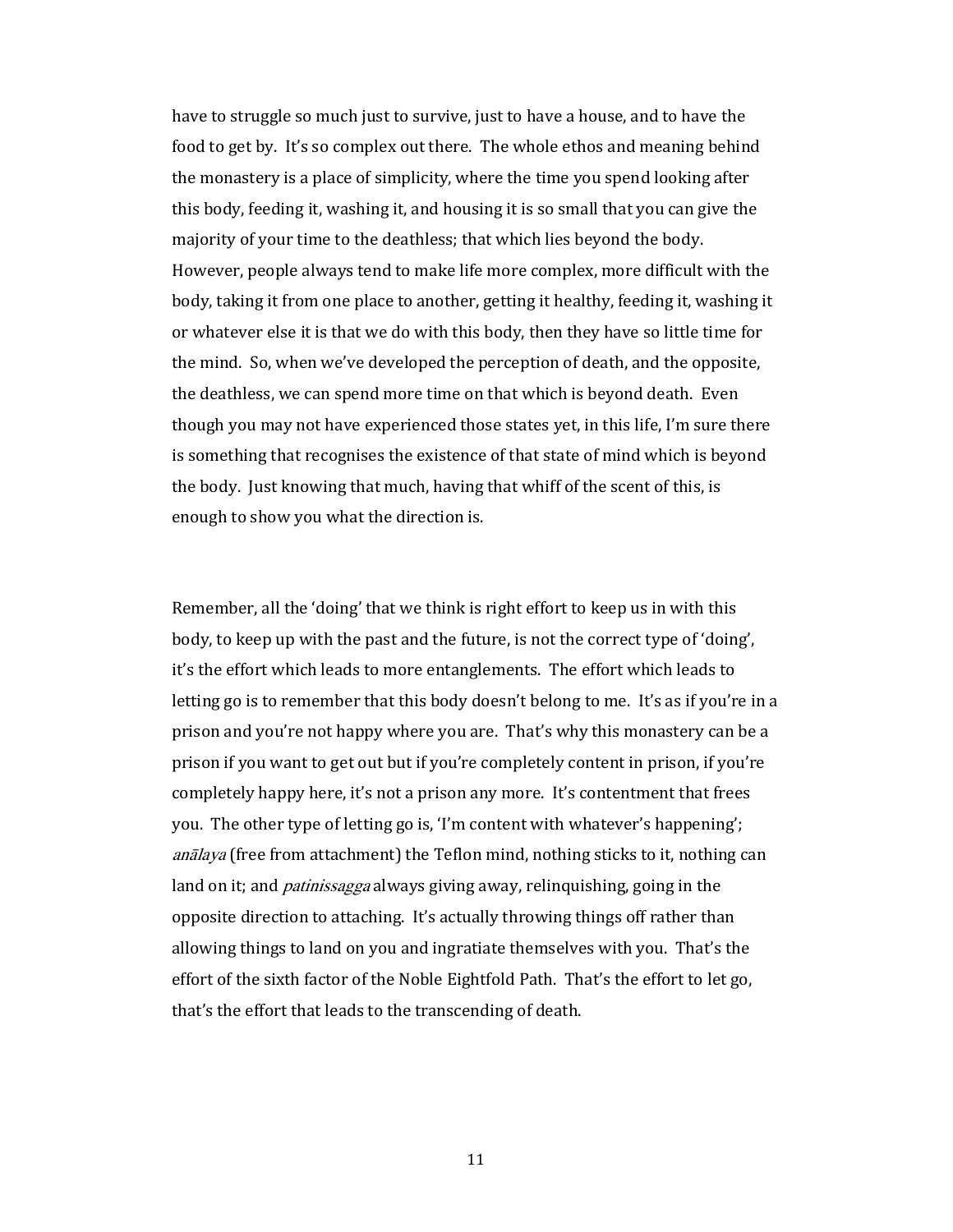have to struggle so much just to survive, just to have a house, and to have the food to get by. It's so complex out there. The whole ethos and meaning behind the monastery is a place of simplicity, where the time you spend looking after this body, feeding it, washing it, and housing it is so small that you can give the majority of your time to the deathless; that which lies beyond the body. However, people always tend to make life more complex, more difficult with the body, taking it from one place to another, getting it healthy, feeding it, washing it or whatever else it is that we do with this body, then they have so little time for the mind. So, when we've developed the perception of death, and the opposite, the deathless, we can spend more time on that which is beyond death. Even though you may not have experienced those states yet, in this life, I'm sure there is something that recognises the existence of that state of mind which is beyond the body. Just knowing that much, having that whiff of the scent of this, is enough to show you what the direction is.

Remember, all the 'doing' that we think is right effort to keep us in with this body, to keep up with the past and the future, is not the correct type of 'doing', it's the effort which leads to more entanglements. The effort which leads to letting go is to remember that this body doesn't belong to me. It's as if you're in a prison and you're not happy where you are. That's why this monastery can be a prison if you want to get out but if you're completely content in prison, if you're completely happy here, it's not a prison any more. It's contentment that frees you. The other type of letting go is, 'I'm content with whatever's happening'; *anālaya* (free from attachment) the Teflon mind, nothing sticks to it, nothing can land on it; and *patinissagga* always giving away, relinquishing, going in the opposite direction to attaching. It's actually throwing things off rather than allowing things to land on you and ingratiate themselves with you. That's the effort of the sixth factor of the Noble Eightfold Path. That's the effort to let go, that's the effort that leads to the transcending of death.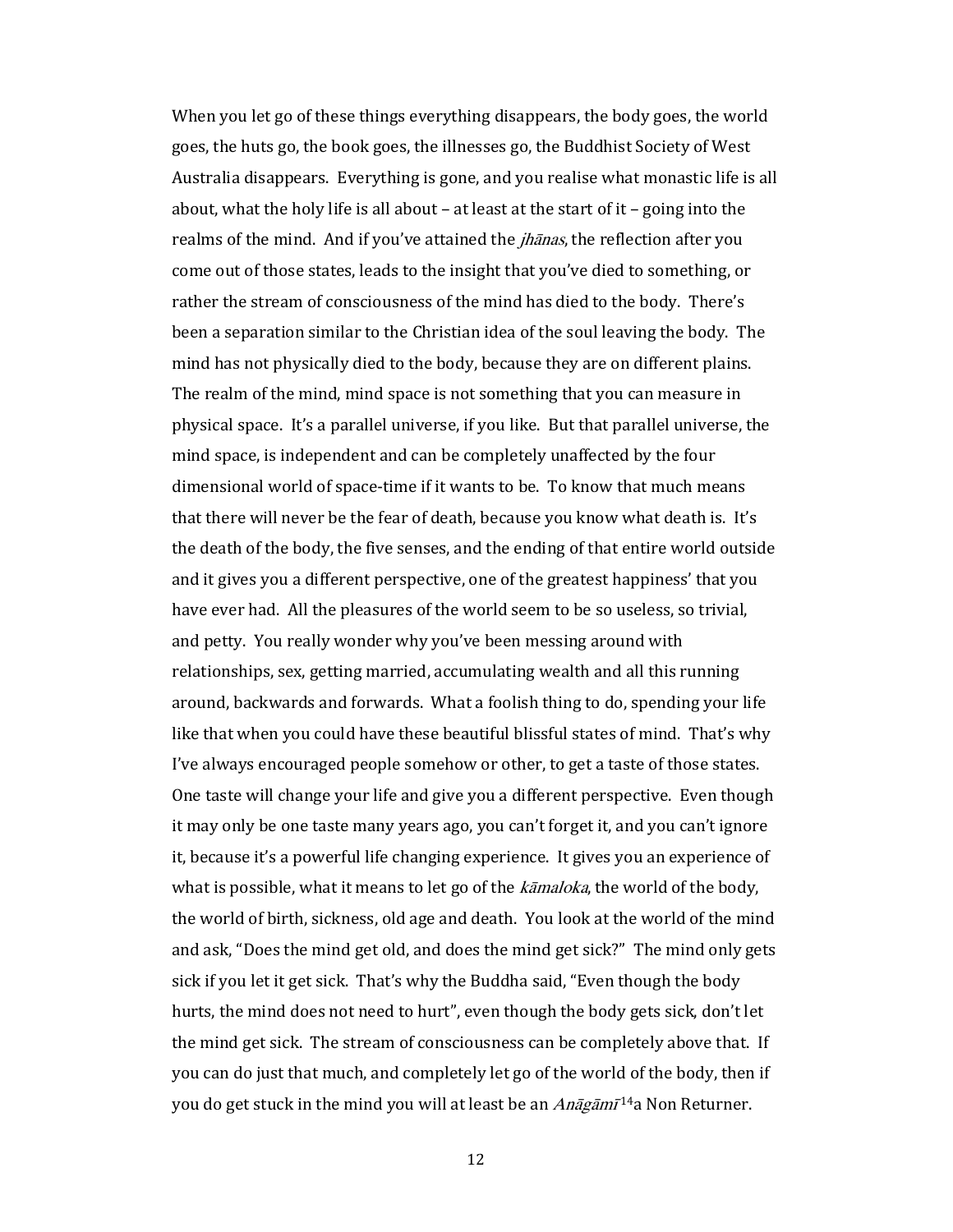When you let go of these things everything disappears, the body goes, the world goes, the huts go, the book goes, the illnesses go, the Buddhist Society of West Australia disappears. Everything is gone, and you realise what monastic life is all about, what the holy life is all about – at least at the start of it – going into the realms of the mind. And if you've attained the *jhānas*, the reflection after you come out of those states, leads to the insight that you've died to something, or rather the stream of consciousness of the mind has died to the body. There's been a separation similar to the Christian idea of the soul leaving the body. The mind has not physically died to the body, because they are on different plains. The realm of the mind, mind space is not something that you can measure in physical space. It's a parallel universe, if you like. But that parallel universe, the mind space, is independent and can be completely unaffected by the four dimensional world of space-time if it wants to be. To know that much means that there will never be the fear of death, because you know what death is. It's the death of the body, the five senses, and the ending of that entire world outside and it gives you a different perspective, one of the greatest happiness' that you have ever had. All the pleasures of the world seem to be so useless, so trivial, and petty. You really wonder why you've been messing around with relationships, sex, getting married, accumulating wealth and all this running around, backwards and forwards. What a foolish thing to do, spending your life like that when you could have these beautiful blissful states of mind. That's why I've always encouraged people somehow or other, to get a taste of those states. One taste will change your life and give you a different perspective. Even though it may only be one taste many years ago, you can't forget it, and you can't ignore it, because it's a powerful life changing experience. It gives you an experience of what is possible, what it means to let go of the *kāmaloka*, the world of the body, the world of birth, sickness, old age and death. You look at the world of the mind and ask, "Does the mind get old, and does the mind get sick?" The mind only gets sick if you let it get sick. That's why the Buddha said, "Even though the body hurts, the mind does not need to hurt", even though the body gets sick, don't let the mind get sick. The stream of consciousness can be completely above that. If you can do just that much, and completely let go of the world of the body, then if you do get stuck in the mind you will at least be an *Anāgāmī*[14]a Non Returner.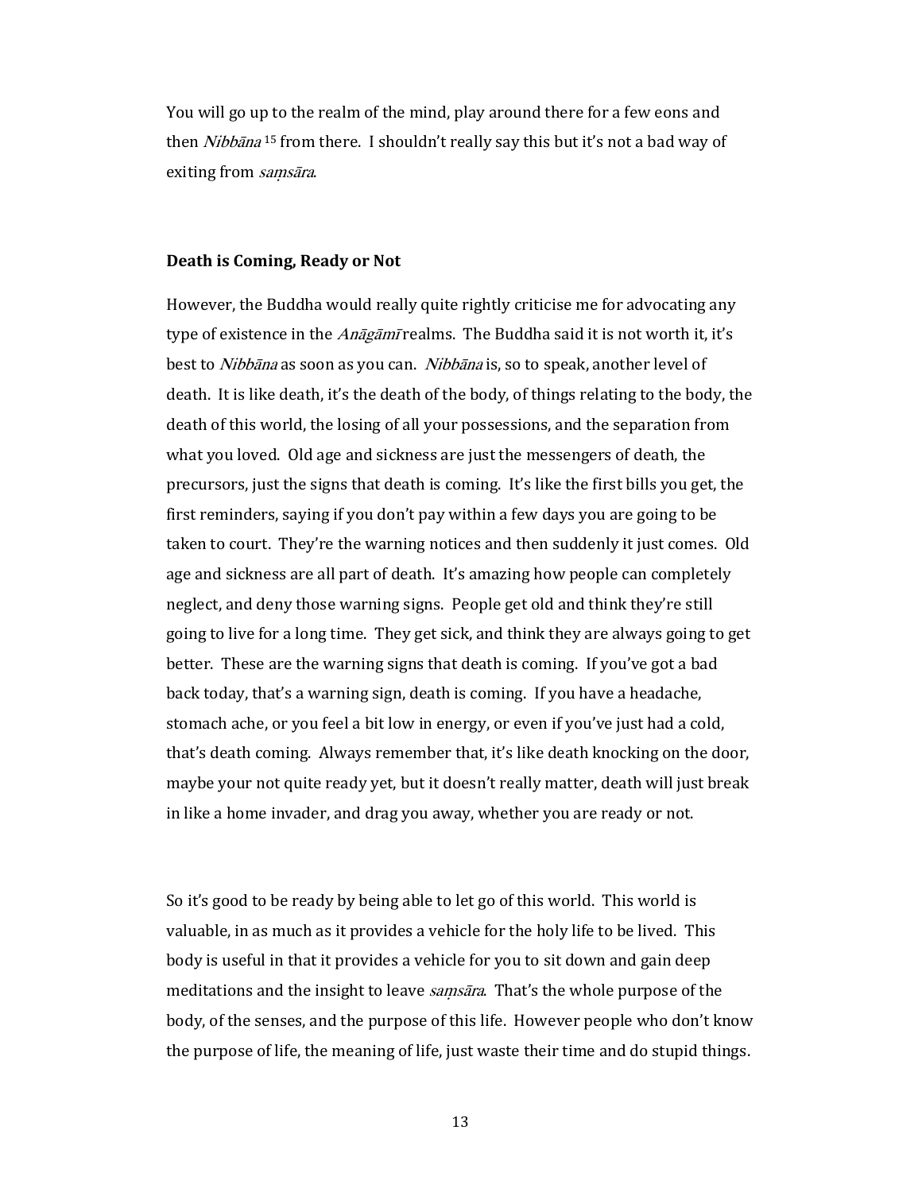You will go up to the realm of the mind, play around there for a few eons and then *Nibbāna* [15] from there. I shouldn't really say this but it's not a bad way of exiting from *saṃsāra*.

**Death is Coming, Ready or Not**

However, the Buddha would really quite rightly criticise me for advocating any type of existence in the *Anāgāmī* realms. The Buddha said it is not worth it, it's best to *Nibbāna* as soon as you can. *Nibbāna* is, so to speak, another level of death. It is like death, it's the death of the body, of things relating to the body, the death of this world, the losing of all your possessions, and the separation from what you loved. Old age and sickness are just the messengers of death, the precursors, just the signs that death is coming. It's like the first bills you get, the first reminders, saying if you don't pay within a few days you are going to be taken to court. They're the warning notices and then suddenly it just comes. Old age and sickness are all part of death. It's amazing how people can completely neglect, and deny those warning signs. People get old and think they're still going to live for a long time. They get sick, and think they are always going to get better. These are the warning signs that death is coming. If you've got a bad back today, that's a warning sign, death is coming. If you have a headache, stomach ache, or you feel a bit low in energy, or even if you've just had a cold, that's death coming. Always remember that, it's like death knocking on the door, maybe your not quite ready yet, but it doesn't really matter, death will just break in like a home invader, and drag you away, whether you are ready or not.

So it's good to be ready by being able to let go of this world. This world is valuable, in as much as it provides a vehicle for the holy life to be lived. This body is useful in that it provides a vehicle for you to sit down and gain deep meditations and the insight to leave *saṃsāra*. That's the whole purpose of the body, of the senses, and the purpose of this life. However people who don't know the purpose of life, the meaning of life, just waste their time and do stupid things.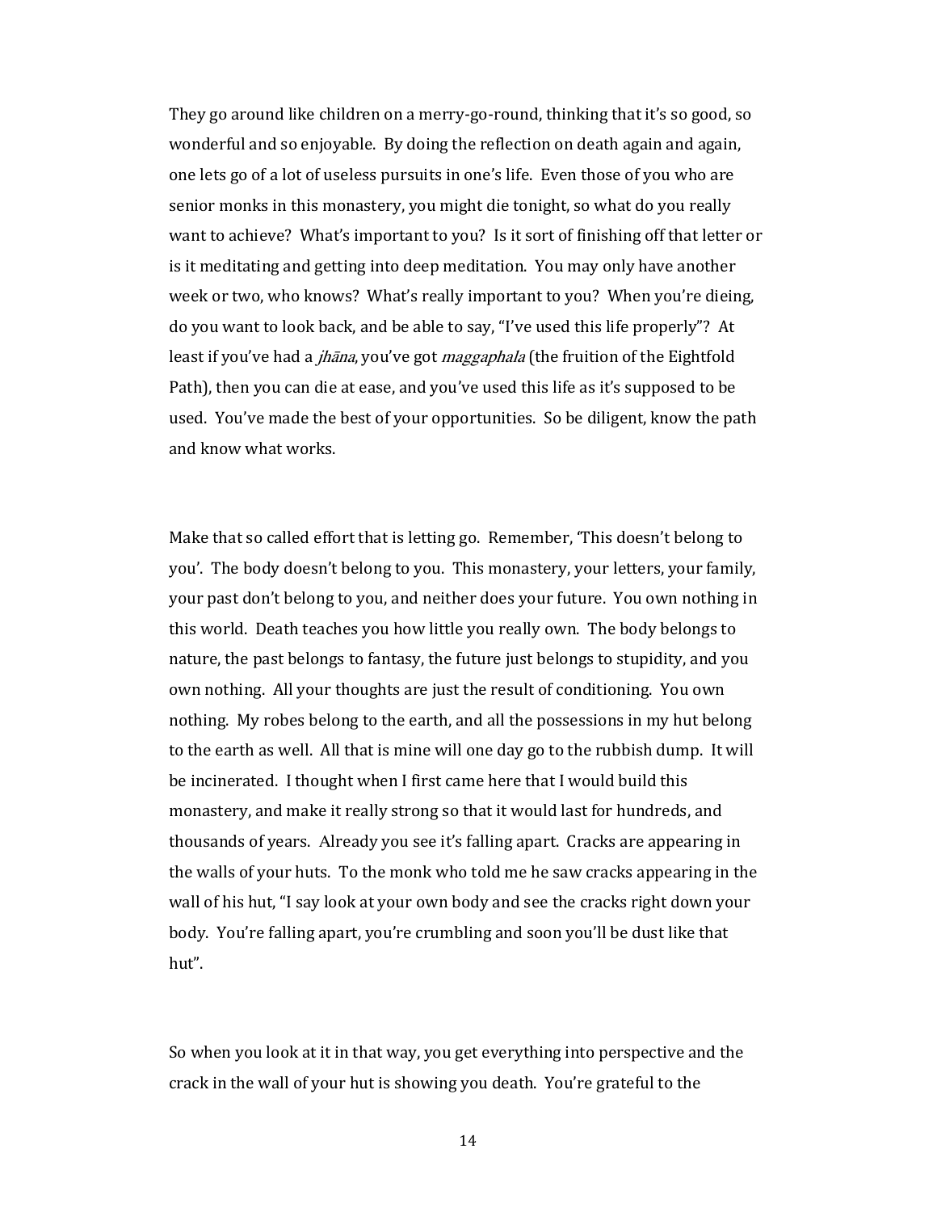They go around like children on a merry-go-round, thinking that it's so good, so wonderful and so enjoyable. By doing the reflection on death again and again, one lets go of a lot of useless pursuits in one's life. Even those of you who are senior monks in this monastery, you might die tonight, so what do you really want to achieve? What's important to you? Is it sort of finishing off that letter or is it meditating and getting into deep meditation. You may only have another week or two, who knows? What's really important to you? When you're dieing, do you want to look back, and be able to say, "I've used this life properly"? At least if you've had a *jhāna*, you've got *maggaphala* (the fruition of the Eightfold Path), then you can die at ease, and you've used this life as it's supposed to be used. You've made the best of your opportunities. So be diligent, know the path and know what works.

Make that so called effort that is letting go. Remember, 'This doesn't belong to you'. The body doesn't belong to you. This monastery, your letters, your family, your past don't belong to you, and neither does your future. You own nothing in this world. Death teaches you how little you really own. The body belongs to nature, the past belongs to fantasy, the future just belongs to stupidity, and you own nothing. All your thoughts are just the result of conditioning. You own nothing. My robes belong to the earth, and all the possessions in my hut belong to the earth as well. All that is mine will one day go to the rubbish dump. It will be incinerated. I thought when I first came here that I would build this monastery, and make it really strong so that it would last for hundreds, and thousands of years. Already you see it's falling apart. Cracks are appearing in the walls of your huts. To the monk who told me he saw cracks appearing in the wall of his hut, "I say look at your own body and see the cracks right down your body. You're falling apart, you're crumbling and soon you'll be dust like that hut".

So when you look at it in that way, you get everything into perspective and the crack in the wall of your hut is showing you death. You're grateful to the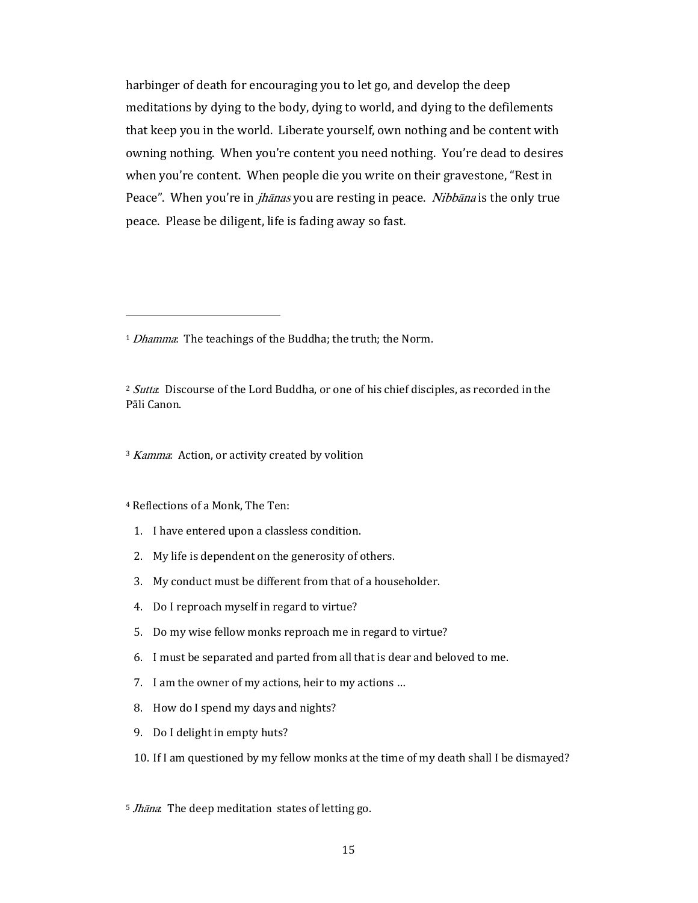harbinger of death for encouraging you to let go, and develop the deep meditations by dying to the body, dying to world, and dying to the defilements that keep you in the world. Liberate yourself, own nothing and be content with owning nothing. When you're content you need nothing. You're dead to desires when you're content. When people die you write on their gravestone, "Rest in Peace". When you're in *jhānas* you are resting in peace. *Nibbāna* is the only true peace. Please be diligent, life is fading away so fast.

---

[1] *Dhamma*: The teachings of the Buddha; the truth; the Norm.

[2] *Sutta*: Discourse of the Lord Buddha, or one of his chief disciples, as recorded in the Pāli Canon.

[3] *Kamma*: Action, or activity created by volition

[4] Reflections of a Monk, The Ten:

1. I have entered upon a classless condition.
2. My life is dependent on the generosity of others.
3. My conduct must be different from that of a householder.
4. Do I reproach myself in regard to virtue?
5. Do my wise fellow monks reproach me in regard to virtue?
6. I must be separated and parted from all that is dear and beloved to me.
7. I am the owner of my actions, heir to my actions …
8. How do I spend my days and nights?
9. Do I delight in empty huts?
10. If I am questioned by my fellow monks at the time of my death shall I be dismayed?

[5] *Jhāna*: The deep meditation states of letting go.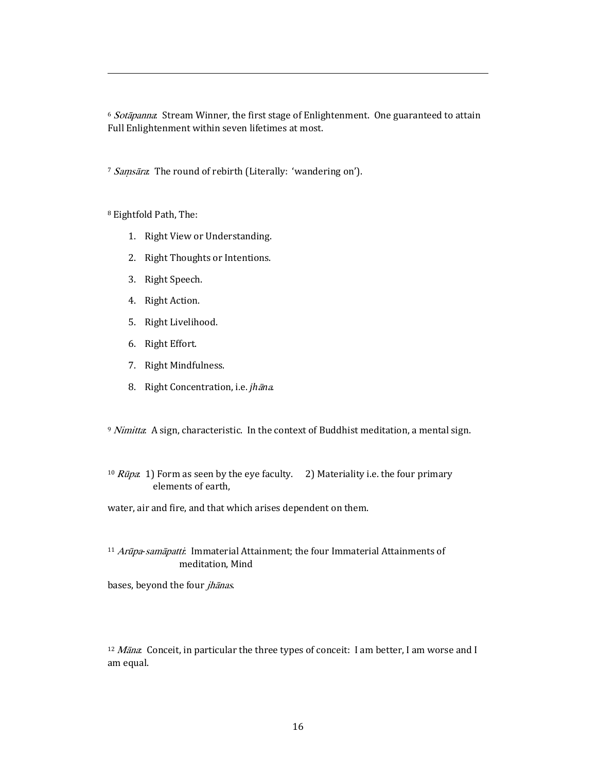---

[6] *Sotāpanna*: Stream Winner, the first stage of Enlightenment. One guaranteed to attain Full Enlightenment within seven lifetimes at most.

[7] *Saṃsāra*: The round of rebirth (Literally: 'wandering on').

[8] Eightfold Path, The:

1. Right View or Understanding.
2. Right Thoughts or Intentions.
3. Right Speech.
4. Right Action.
5. Right Livelihood.
6. Right Effort.
7. Right Mindfulness.
8. Right Concentration, i.e. *jhāna*.

[9] *Nimitta*: A sign, characteristic. In the context of Buddhist meditation, a mental sign.

[10] *Rūpa*: 1) Form as seen by the eye faculty. 2) Materiality i.e. the four primary elements of earth,

water, air and fire, and that which arises dependent on them.

[11] *Arūpa-samāpatti*: Immaterial Attainment; the four Immaterial Attainments of meditation, Mind

bases, beyond the four *jhānas*.

[12] *Māna*: Conceit, in particular the three types of conceit: I am better, I am worse and I am equal.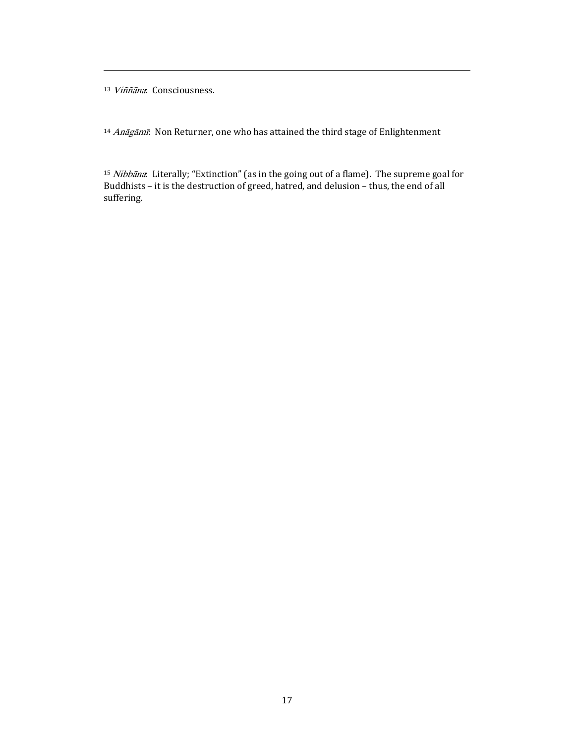[13] *Viññāna*: Consciousness.

[14] *Anāgāmī*: Non Returner, one who has attained the third stage of Enlightenment

[15] *Nibbāna*: Literally; "Extinction" (as in the going out of a flame). The supreme goal for Buddhists – it is the destruction of greed, hatred, and delusion – thus, the end of all suffering.